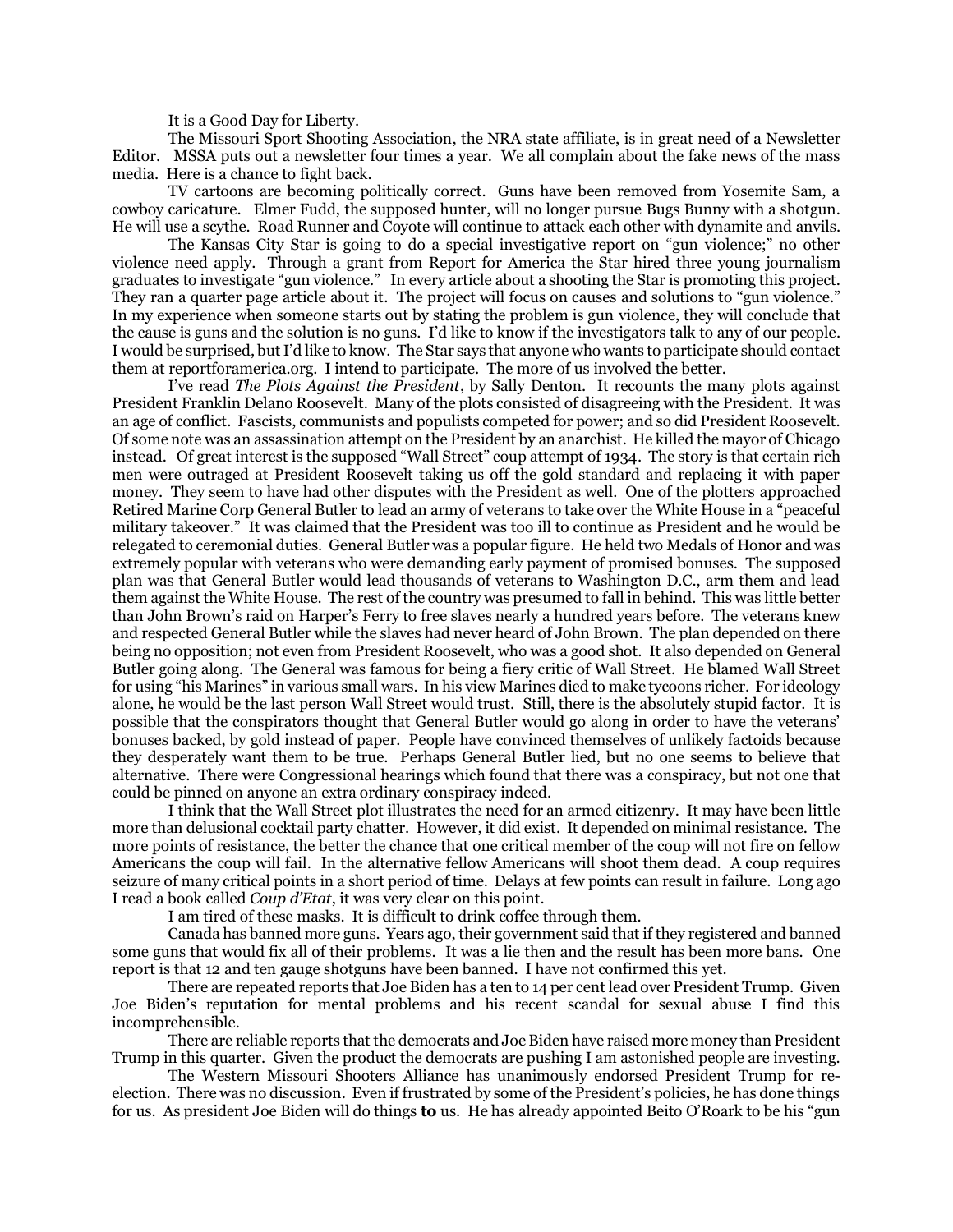It is a Good Day for Liberty.

The Missouri Sport Shooting Association, the NRA state affiliate, is in great need of a Newsletter Editor. MSSA puts out a newsletter four times a year. We all complain about the fake news of the mass media. Here is a chance to fight back.

TV cartoons are becoming politically correct. Guns have been removed from Yosemite Sam, a cowboy caricature. Elmer Fudd, the supposed hunter, will no longer pursue Bugs Bunny with a shotgun. He will use a scythe. Road Runner and Coyote will continue to attack each other with dynamite and anvils.

The Kansas City Star is going to do a special investigative report on "gun violence;" no other violence need apply. Through a grant from Report for America the Star hired three young journalism graduates to investigate "gun violence." In every article about a shooting the Star is promoting this project. They ran a quarter page article about it. The project will focus on causes and solutions to "gun violence." In my experience when someone starts out by stating the problem is gun violence, they will conclude that the cause is guns and the solution is no guns. I'd like to know if the investigators talk to any of our people. I would be surprised, but I'd like to know. The Star says that anyone who wants to participate should contact them at reportforamerica.org. I intend to participate. The more of us involved the better.

I've read *The Plots Against the President*, by Sally Denton. It recounts the many plots against President Franklin Delano Roosevelt. Many of the plots consisted of disagreeing with the President. It was an age of conflict. Fascists, communists and populists competed for power; and so did President Roosevelt. Of some note was an assassination attempt on the President by an anarchist. He killed the mayor of Chicago instead. Of great interest is the supposed "Wall Street" coup attempt of 1934. The story is that certain rich men were outraged at President Roosevelt taking us off the gold standard and replacing it with paper money. They seem to have had other disputes with the President as well. One of the plotters approached Retired Marine Corp General Butler to lead an army of veterans to take over the White House in a "peaceful military takeover." It was claimed that the President was too ill to continue as President and he would be relegated to ceremonial duties. General Butler was a popular figure. He held two Medals of Honor and was extremely popular with veterans who were demanding early payment of promised bonuses. The supposed plan was that General Butler would lead thousands of veterans to Washington D.C., arm them and lead them against the White House. The rest of the country was presumed to fall in behind. This was little better than John Brown's raid on Harper's Ferry to free slaves nearly a hundred years before. The veterans knew and respected General Butler while the slaves had never heard of John Brown. The plan depended on there being no opposition; not even from President Roosevelt, who was a good shot. It also depended on General Butler going along. The General was famous for being a fiery critic of Wall Street. He blamed Wall Street for using "his Marines" in various small wars. In his view Marines died to make tycoons richer. For ideology alone, he would be the last person Wall Street would trust. Still, there is the absolutely stupid factor. It is possible that the conspirators thought that General Butler would go along in order to have the veterans' bonuses backed, by gold instead of paper. People have convinced themselves of unlikely factoids because they desperately want them to be true. Perhaps General Butler lied, but no one seems to believe that alternative. There were Congressional hearings which found that there was a conspiracy, but not one that could be pinned on anyone an extra ordinary conspiracy indeed.

I think that the Wall Street plot illustrates the need for an armed citizenry. It may have been little more than delusional cocktail party chatter. However, it did exist. It depended on minimal resistance. The more points of resistance, the better the chance that one critical member of the coup will not fire on fellow Americans the coup will fail. In the alternative fellow Americans will shoot them dead. A coup requires seizure of many critical points in a short period of time. Delays at few points can result in failure. Long ago I read a book called *Coup d'Etat*, it was very clear on this point.

I am tired of these masks. It is difficult to drink coffee through them.

Canada has banned more guns. Years ago, their government said that if they registered and banned some guns that would fix all of their problems. It was a lie then and the result has been more bans. One report is that 12 and ten gauge shotguns have been banned. I have not confirmed this yet.

There are repeated reports that Joe Biden has a ten to 14 per cent lead over President Trump. Given Joe Biden's reputation for mental problems and his recent scandal for sexual abuse I find this incomprehensible.

There are reliable reports that the democrats and Joe Biden have raised more money than President Trump in this quarter. Given the product the democrats are pushing I am astonished people are investing.

The Western Missouri Shooters Alliance has unanimously endorsed President Trump for re-election. There was no discussion. Even if frustrated by some of the President's policies, he has done things for us. As president Joe Biden will do things **to** us. He has already appointed Beito O'Roark to be his "gun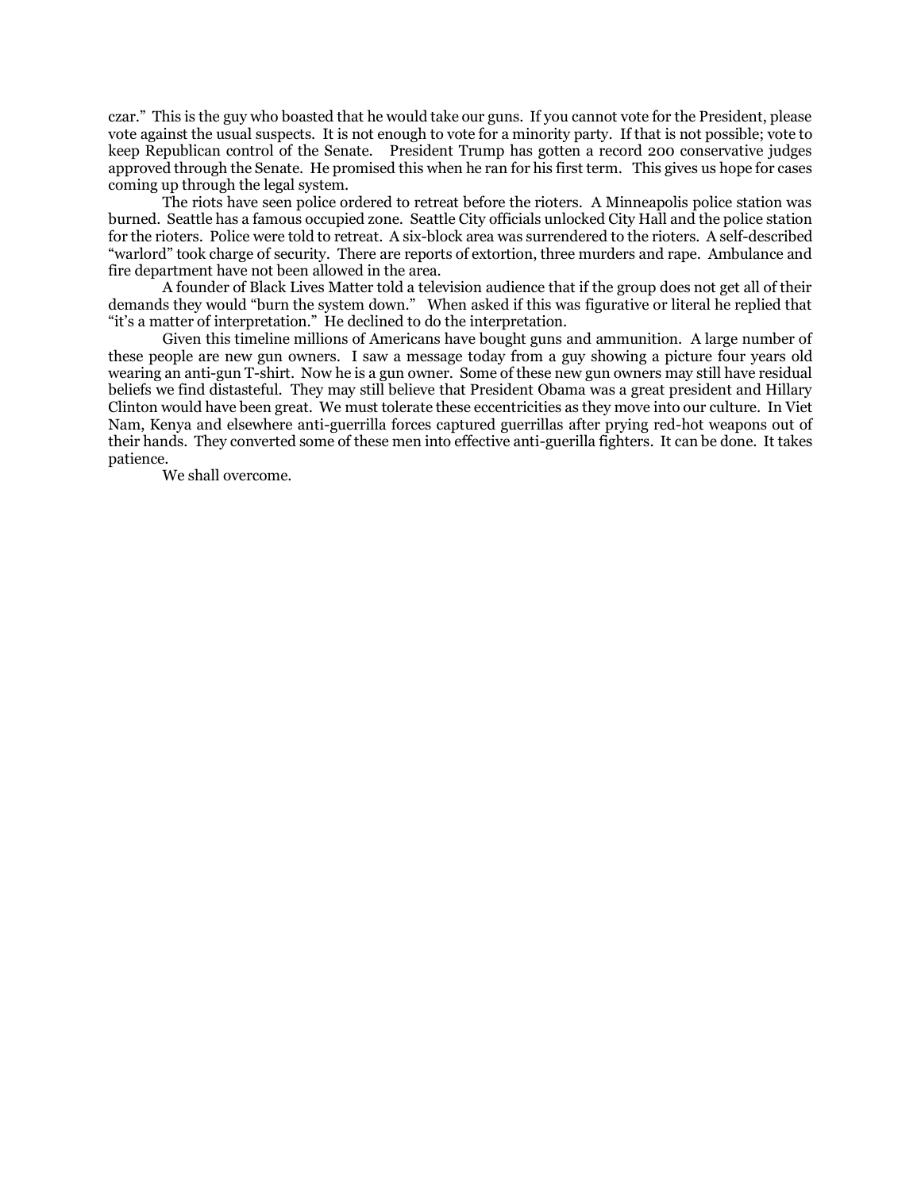czar." This is the guy who boasted that he would take our guns. If you cannot vote for the President, please vote against the usual suspects. It is not enough to vote for a minority party. If that is not possible; vote to keep Republican control of the Senate. President Trump has gotten a record 200 conservative judges approved through the Senate. He promised this when he ran for his first term. This gives us hope for cases coming up through the legal system.

The riots have seen police ordered to retreat before the rioters. A Minneapolis police station was burned. Seattle has a famous occupied zone. Seattle City officials unlocked City Hall and the police station for the rioters. Police were told to retreat. A six-block area was surrendered to the rioters. A self-described "warlord" took charge of security. There are reports of extortion, three murders and rape. Ambulance and fire department have not been allowed in the area.

A founder of Black Lives Matter told a television audience that if the group does not get all of their demands they would "burn the system down." When asked if this was figurative or literal he replied that "it's a matter of interpretation." He declined to do the interpretation.

Given this timeline millions of Americans have bought guns and ammunition. A large number of these people are new gun owners. I saw a message today from a guy showing a picture four years old wearing an anti-gun T-shirt. Now he is a gun owner. Some of these new gun owners may still have residual beliefs we find distasteful. They may still believe that President Obama was a great president and Hillary Clinton would have been great. We must tolerate these eccentricities as they move into our culture. In Viet Nam, Kenya and elsewhere anti-guerrilla forces captured guerrillas after prying red-hot weapons out of their hands. They converted some of these men into effective anti-guerilla fighters. It can be done. It takes patience.

We shall overcome.